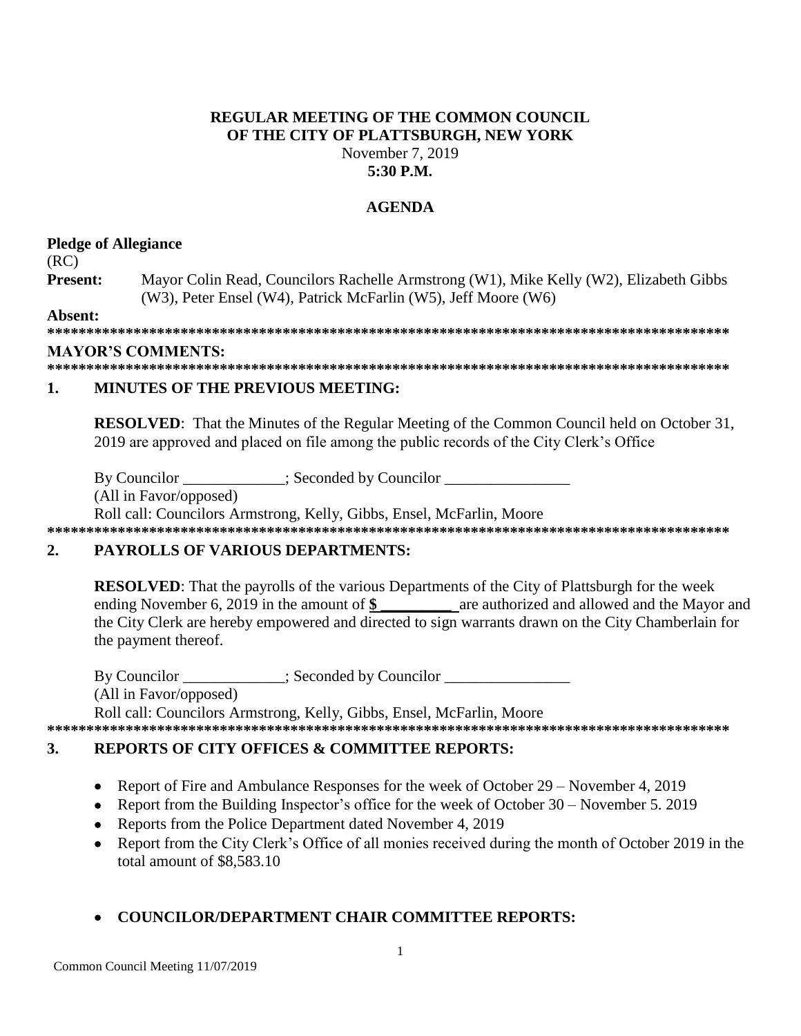**REGULAR MEETING OF THE COMMON COUNCIL**
**OF THE CITY OF PLATTSBURGH, NEW YORK**
November 7, 2019
**5:30 P.M.**

**AGENDA**

**Pledge of Allegiance**

(RC)

**Present:** Mayor Colin Read, Councilors Rachelle Armstrong (W1), Mike Kelly (W2), Elizabeth Gibbs (W3), Peter Ensel (W4), Patrick McFarlin (W5), Jeff Moore (W6)

**Absent:**

**\*\*\*\*\*\*\*\*\*\*\*\*\*\*\*\*\*\*\*\*\*\*\*\*\*\*\*\*\*\*\*\*\*\*\*\*\*\*\*\*\*\*\*\*\*\*\*\*\*\*\*\*\*\*\*\*\*\*\*\*\*\*\*\*\*\*\*\*\*\*\*\*\*\*\*\*\*\*\*\*\*\*\*\*\*\*\*\***

**MAYOR'S COMMENTS:**

**\*\*\*\*\*\*\*\*\*\*\*\*\*\*\*\*\*\*\*\*\*\*\*\*\*\*\*\*\*\*\*\*\*\*\*\*\*\*\*\*\*\*\*\*\*\*\*\*\*\*\*\*\*\*\*\*\*\*\*\*\*\*\*\*\*\*\*\*\*\*\*\*\*\*\*\*\*\*\*\*\*\*\*\*\*\*\*\***

## 1. MINUTES OF THE PREVIOUS MEETING:

**RESOLVED**: That the Minutes of the Regular Meeting of the Common Council held on October 31, 2019 are approved and placed on file among the public records of the City Clerk's Office

By Councilor _____________; Seconded by Councilor ________________

(All in Favor/opposed)

Roll call: Councilors Armstrong, Kelly, Gibbs, Ensel, McFarlin, Moore

**\*\*\*\*\*\*\*\*\*\*\*\*\*\*\*\*\*\*\*\*\*\*\*\*\*\*\*\*\*\*\*\*\*\*\*\*\*\*\*\*\*\*\*\*\*\*\*\*\*\*\*\*\*\*\*\*\*\*\*\*\*\*\*\*\*\*\*\*\*\*\*\*\*\*\*\*\*\*\*\*\*\*\*\*\*\*\*\***

## 2. PAYROLLS OF VARIOUS DEPARTMENTS:

**RESOLVED**: That the payrolls of the various Departments of the City of Plattsburgh for the week ending November 6, 2019 in the amount of **$ _________** are authorized and allowed and the Mayor and the City Clerk are hereby empowered and directed to sign warrants drawn on the City Chamberlain for the payment thereof.

By Councilor _____________; Seconded by Councilor ________________

(All in Favor/opposed)

Roll call: Councilors Armstrong, Kelly, Gibbs, Ensel, McFarlin, Moore

**\*\*\*\*\*\*\*\*\*\*\*\*\*\*\*\*\*\*\*\*\*\*\*\*\*\*\*\*\*\*\*\*\*\*\*\*\*\*\*\*\*\*\*\*\*\*\*\*\*\*\*\*\*\*\*\*\*\*\*\*\*\*\*\*\*\*\*\*\*\*\*\*\*\*\*\*\*\*\*\*\*\*\*\*\*\*\*\***

## 3. REPORTS OF CITY OFFICES & COMMITTEE REPORTS:

- Report of Fire and Ambulance Responses for the week of October 29 – November 4, 2019
- Report from the Building Inspector's office for the week of October 30 – November 5. 2019
- Reports from the Police Department dated November 4, 2019
- Report from the City Clerk's Office of all monies received during the month of October 2019 in the total amount of $8,583.10

- **COUNCILOR/DEPARTMENT CHAIR COMMITTEE REPORTS:**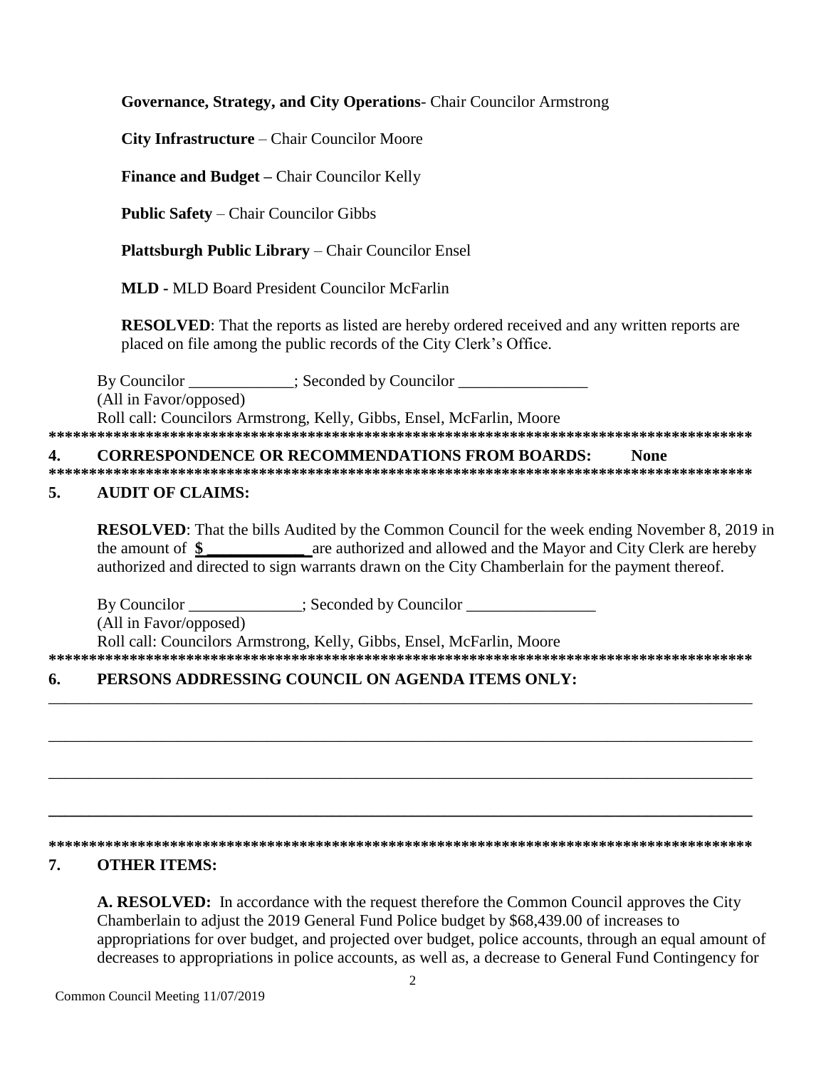**Governance, Strategy, and City Operations**- Chair Councilor Armstrong

**City Infrastructure** – Chair Councilor Moore

**Finance and Budget –** Chair Councilor Kelly

**Public Safety** – Chair Councilor Gibbs

**Plattsburgh Public Library** – Chair Councilor Ensel

**MLD -** MLD Board President Councilor McFarlin

**RESOLVED**: That the reports as listed are hereby ordered received and any written reports are placed on file among the public records of the City Clerk's Office.

By Councilor _____________; Seconded by Councilor ________________
(All in Favor/opposed)
Roll call: Councilors Armstrong, Kelly, Gibbs, Ensel, McFarlin, Moore

**\*\*\*\*\*\*\*\*\*\*\*\*\*\*\*\*\*\*\*\*\*\*\*\*\*\*\*\*\*\*\*\*\*\*\*\*\*\*\*\*\*\*\*\*\*\*\*\*\*\*\*\*\*\*\*\*\*\*\*\*\*\*\*\*\*\*\*\*\*\*\*\*\*\*\*\*\*\*\*\*\*\*\*\*\*\***

## 4. CORRESPONDENCE OR RECOMMENDATIONS FROM BOARDS: None

**\*\*\*\*\*\*\*\*\*\*\*\*\*\*\*\*\*\*\*\*\*\*\*\*\*\*\*\*\*\*\*\*\*\*\*\*\*\*\*\*\*\*\*\*\*\*\*\*\*\*\*\*\*\*\*\*\*\*\*\*\*\*\*\*\*\*\*\*\*\*\*\*\*\*\*\*\*\*\*\*\*\*\*\*\*\***

## 5. AUDIT OF CLAIMS:

**RESOLVED**: That the bills Audited by the Common Council for the week ending November 8, 2019 in the amount of **$____________** are authorized and allowed and the Mayor and City Clerk are hereby authorized and directed to sign warrants drawn on the City Chamberlain for the payment thereof.

By Councilor ______________; Seconded by Councilor ________________
(All in Favor/opposed)
Roll call: Councilors Armstrong, Kelly, Gibbs, Ensel, McFarlin, Moore

**\*\*\*\*\*\*\*\*\*\*\*\*\*\*\*\*\*\*\*\*\*\*\*\*\*\*\*\*\*\*\*\*\*\*\*\*\*\*\*\*\*\*\*\*\*\*\*\*\*\*\*\*\*\*\*\*\*\*\*\*\*\*\*\*\*\*\*\*\*\*\*\*\*\*\*\*\*\*\*\*\*\*\*\*\*\***

## 6. PERSONS ADDRESSING COUNCIL ON AGENDA ITEMS ONLY:

________________________________________________________________________________________

________________________________________________________________________________________

________________________________________________________________________________________

________________________________________________________________________________________

**\*\*\*\*\*\*\*\*\*\*\*\*\*\*\*\*\*\*\*\*\*\*\*\*\*\*\*\*\*\*\*\*\*\*\*\*\*\*\*\*\*\*\*\*\*\*\*\*\*\*\*\*\*\*\*\*\*\*\*\*\*\*\*\*\*\*\*\*\*\*\*\*\*\*\*\*\*\*\*\*\*\*\*\*\*\***

## 7. OTHER ITEMS:

**A. RESOLVED:** In accordance with the request therefore the Common Council approves the City Chamberlain to adjust the 2019 General Fund Police budget by $68,439.00 of increases to appropriations for over budget, and projected over budget, police accounts, through an equal amount of decreases to appropriations in police accounts, as well as, a decrease to General Fund Contingency for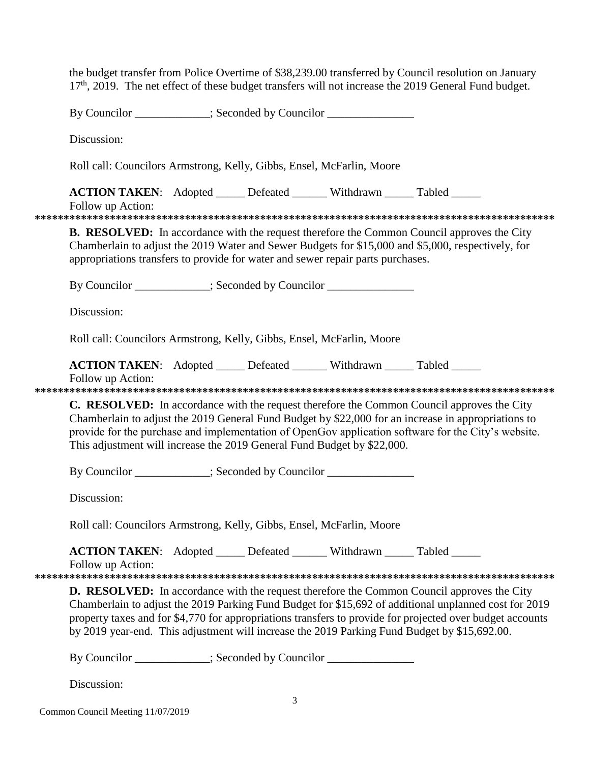the budget transfer from Police Overtime of $38,239.00 transferred by Council resolution on January 17th, 2019. The net effect of these budget transfers will not increase the 2019 General Fund budget.

By Councilor _____________; Seconded by Councilor _______________

Discussion:

Roll call: Councilors Armstrong, Kelly, Gibbs, Ensel, McFarlin, Moore

**ACTION TAKEN**: Adopted _____ Defeated ______ Withdrawn _____ Tabled _____
Follow up Action:

*******************************************************************************************

**B. RESOLVED:** In accordance with the request therefore the Common Council approves the City Chamberlain to adjust the 2019 Water and Sewer Budgets for $15,000 and $5,000, respectively, for appropriations transfers to provide for water and sewer repair parts purchases.

By Councilor _____________; Seconded by Councilor _______________

Discussion:

Roll call: Councilors Armstrong, Kelly, Gibbs, Ensel, McFarlin, Moore

**ACTION TAKEN**: Adopted _____ Defeated ______ Withdrawn _____ Tabled _____
Follow up Action:

*******************************************************************************************

**C. RESOLVED:** In accordance with the request therefore the Common Council approves the City Chamberlain to adjust the 2019 General Fund Budget by $22,000 for an increase in appropriations to provide for the purchase and implementation of OpenGov application software for the City's website. This adjustment will increase the 2019 General Fund Budget by $22,000.

By Councilor _____________; Seconded by Councilor _______________

Discussion:

Roll call: Councilors Armstrong, Kelly, Gibbs, Ensel, McFarlin, Moore

**ACTION TAKEN**: Adopted _____ Defeated ______ Withdrawn _____ Tabled _____
Follow up Action:

*******************************************************************************************

**D. RESOLVED:** In accordance with the request therefore the Common Council approves the City Chamberlain to adjust the 2019 Parking Fund Budget for $15,692 of additional unplanned cost for 2019 property taxes and for $4,770 for appropriations transfers to provide for projected over budget accounts by 2019 year-end. This adjustment will increase the 2019 Parking Fund Budget by $15,692.00.

By Councilor _____________; Seconded by Councilor _______________

Discussion: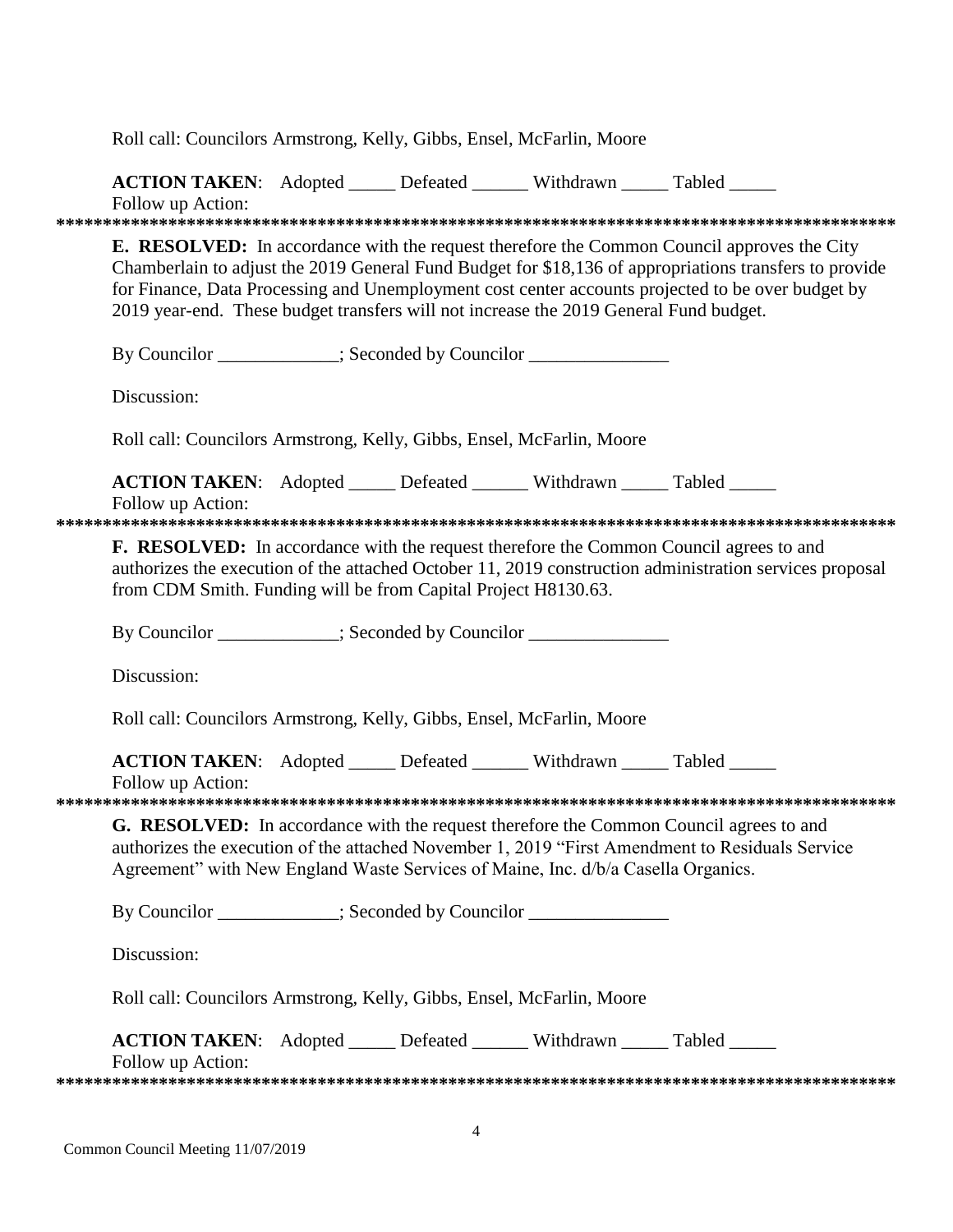Roll call: Councilors Armstrong, Kelly, Gibbs, Ensel, McFarlin, Moore

**ACTION TAKEN**: Adopted _____ Defeated ______ Withdrawn _____ Tabled _____
Follow up Action:

*******************************************************************************************

**E. RESOLVED:** In accordance with the request therefore the Common Council approves the City Chamberlain to adjust the 2019 General Fund Budget for $18,136 of appropriations transfers to provide for Finance, Data Processing and Unemployment cost center accounts projected to be over budget by 2019 year-end. These budget transfers will not increase the 2019 General Fund budget.

By Councilor _____________; Seconded by Councilor _______________

Discussion:

Roll call: Councilors Armstrong, Kelly, Gibbs, Ensel, McFarlin, Moore

**ACTION TAKEN**: Adopted _____ Defeated ______ Withdrawn _____ Tabled _____
Follow up Action:

*******************************************************************************************

**F. RESOLVED:** In accordance with the request therefore the Common Council agrees to and authorizes the execution of the attached October 11, 2019 construction administration services proposal from CDM Smith. Funding will be from Capital Project H8130.63.

By Councilor _____________; Seconded by Councilor _______________

Discussion:

Roll call: Councilors Armstrong, Kelly, Gibbs, Ensel, McFarlin, Moore

**ACTION TAKEN**: Adopted _____ Defeated ______ Withdrawn _____ Tabled _____
Follow up Action:

*******************************************************************************************

**G. RESOLVED:** In accordance with the request therefore the Common Council agrees to and authorizes the execution of the attached November 1, 2019 "First Amendment to Residuals Service Agreement" with New England Waste Services of Maine, Inc. d/b/a Casella Organics.

By Councilor _____________; Seconded by Councilor _______________

Discussion:

Roll call: Councilors Armstrong, Kelly, Gibbs, Ensel, McFarlin, Moore

**ACTION TAKEN**: Adopted _____ Defeated ______ Withdrawn _____ Tabled _____
Follow up Action:

*******************************************************************************************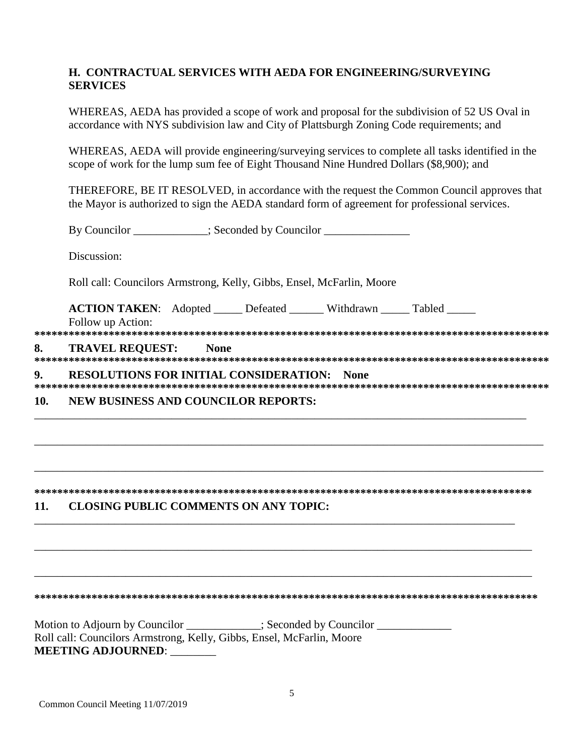### H. CONTRACTUAL SERVICES WITH AEDA FOR ENGINEERING/SURVEYING SERVICES

WHEREAS, AEDA has provided a scope of work and proposal for the subdivision of 52 US Oval in accordance with NYS subdivision law and City of Plattsburgh Zoning Code requirements; and

WHEREAS, AEDA will provide engineering/surveying services to complete all tasks identified in the scope of work for the lump sum fee of Eight Thousand Nine Hundred Dollars ($8,900); and

THEREFORE, BE IT RESOLVED, in accordance with the request the Common Council approves that the Mayor is authorized to sign the AEDA standard form of agreement for professional services.

By Councilor _____________; Seconded by Councilor _______________

Discussion:

Roll call: Councilors Armstrong, Kelly, Gibbs, Ensel, McFarlin, Moore

**ACTION TAKEN**: Adopted _____ Defeated ______ Withdrawn _____ Tabled _____
Follow up Action:

*******************************************************************************************

## 8. TRAVEL REQUEST: None

*******************************************************************************************

## 9. RESOLUTIONS FOR INITIAL CONSIDERATION: None

*******************************************************************************************

## 10. NEW BUSINESS AND COUNCILOR REPORTS:

_______________________________________________________________________________________

_______________________________________________________________________________________

_______________________________________________________________________________________

*******************************************************************************************

## 11. CLOSING PUBLIC COMMENTS ON ANY TOPIC:

_______________________________________________________________________________________

_______________________________________________________________________________________

_______________________________________________________________________________________

*******************************************************************************************

Motion to Adjourn by Councilor _____________; Seconded by Councilor _____________
Roll call: Councilors Armstrong, Kelly, Gibbs, Ensel, McFarlin, Moore
**MEETING ADJOURNED**: ________